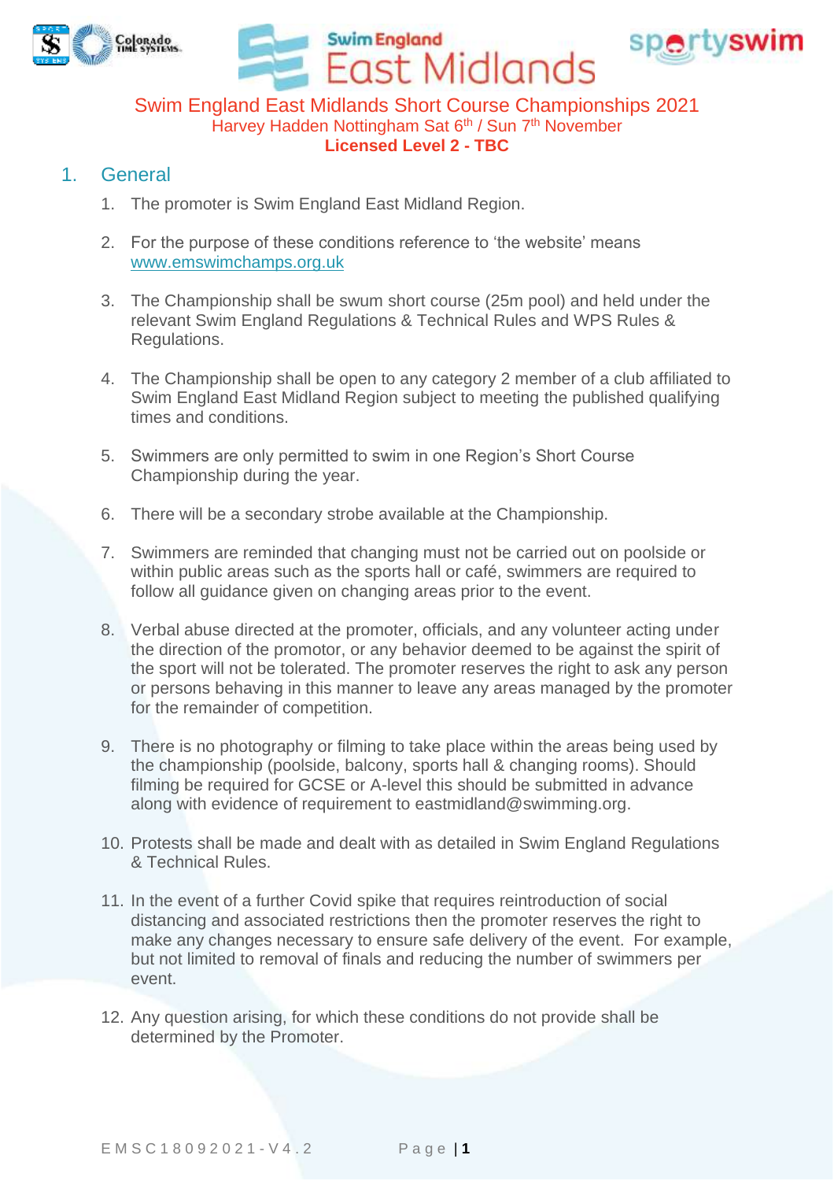# Swim England East Midlands Short Course Championships 2021

Harvey Hadden Nottingham Sat 6th / Sun 7th November

**Licensed Level 2 - TBC**

## 1. General

1. The promoter is Swim England East Midland Region.
2. For the purpose of these conditions reference to 'the website' means www.emswimchamps.org.uk
3. The Championship shall be swum short course (25m pool) and held under the relevant Swim England Regulations & Technical Rules and WPS Rules & Regulations.
4. The Championship shall be open to any category 2 member of a club affiliated to Swim England East Midland Region subject to meeting the published qualifying times and conditions.
5. Swimmers are only permitted to swim in one Region's Short Course Championship during the year.
6. There will be a secondary strobe available at the Championship.
7. Swimmers are reminded that changing must not be carried out on poolside or within public areas such as the sports hall or café, swimmers are required to follow all guidance given on changing areas prior to the event.
8. Verbal abuse directed at the promoter, officials, and any volunteer acting under the direction of the promotor, or any behavior deemed to be against the spirit of the sport will not be tolerated. The promoter reserves the right to ask any person or persons behaving in this manner to leave any areas managed by the promoter for the remainder of competition.
9. There is no photography or filming to take place within the areas being used by the championship (poolside, balcony, sports hall & changing rooms). Should filming be required for GCSE or A-level this should be submitted in advance along with evidence of requirement to eastmidland@swimming.org.
10. Protests shall be made and dealt with as detailed in Swim England Regulations & Technical Rules.
11. In the event of a further Covid spike that requires reintroduction of social distancing and associated restrictions then the promoter reserves the right to make any changes necessary to ensure safe delivery of the event. For example, but not limited to removal of finals and reducing the number of swimmers per event.
12. Any question arising, for which these conditions do not provide shall be determined by the Promoter.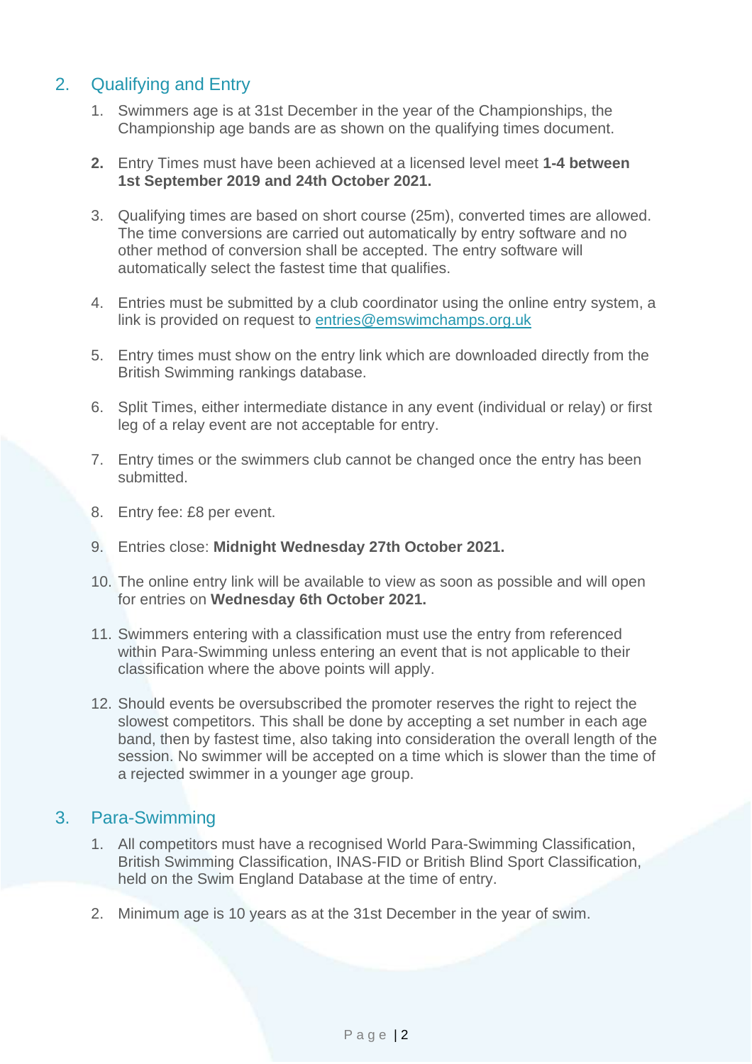## 2. Qualifying and Entry

1. Swimmers age is at 31st December in the year of the Championships, the Championship age bands are as shown on the qualifying times document.

2. Entry Times must have been achieved at a licensed level meet **1-4 between 1st September 2019 and 24th October 2021.**

3. Qualifying times are based on short course (25m), converted times are allowed. The time conversions are carried out automatically by entry software and no other method of conversion shall be accepted. The entry software will automatically select the fastest time that qualifies.

4. Entries must be submitted by a club coordinator using the online entry system, a link is provided on request to entries@emswimchamps.org.uk

5. Entry times must show on the entry link which are downloaded directly from the British Swimming rankings database.

6. Split Times, either intermediate distance in any event (individual or relay) or first leg of a relay event are not acceptable for entry.

7. Entry times or the swimmers club cannot be changed once the entry has been submitted.

8. Entry fee: £8 per event.

9. Entries close: **Midnight Wednesday 27th October 2021.**

10. The online entry link will be available to view as soon as possible and will open for entries on **Wednesday 6th October 2021.**

11. Swimmers entering with a classification must use the entry from referenced within Para-Swimming unless entering an event that is not applicable to their classification where the above points will apply.

12. Should events be oversubscribed the promoter reserves the right to reject the slowest competitors. This shall be done by accepting a set number in each age band, then by fastest time, also taking into consideration the overall length of the session. No swimmer will be accepted on a time which is slower than the time of a rejected swimmer in a younger age group.

## 3. Para-Swimming

1. All competitors must have a recognised World Para-Swimming Classification, British Swimming Classification, INAS-FID or British Blind Sport Classification, held on the Swim England Database at the time of entry.

2. Minimum age is 10 years as at the 31st December in the year of swim.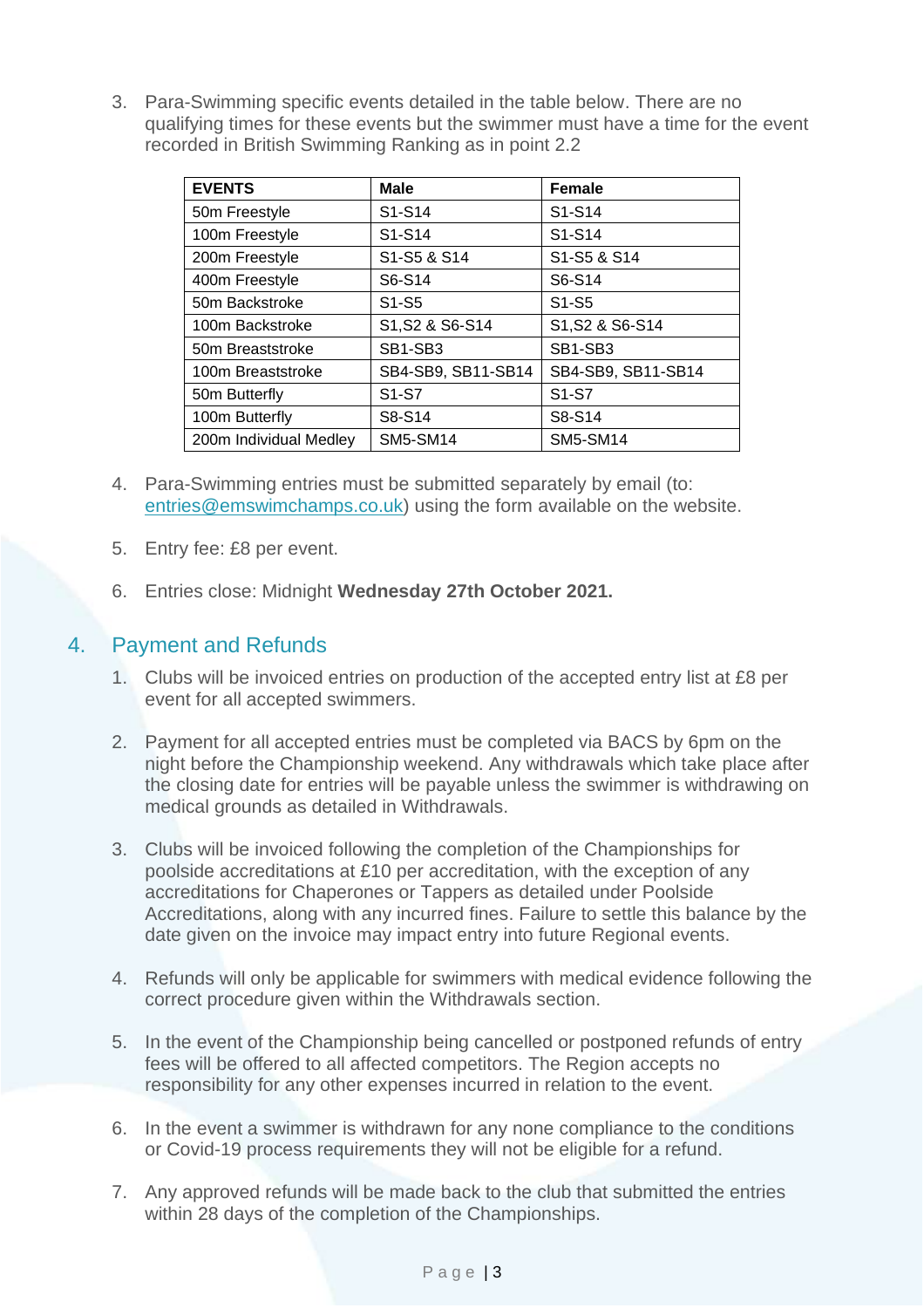3. Para-Swimming specific events detailed in the table below. There are no qualifying times for these events but the swimmer must have a time for the event recorded in British Swimming Ranking as in point 2.2

| EVENTS | Male | Female |
|---|---|---|
| 50m Freestyle | S1-S14 | S1-S14 |
| 100m Freestyle | S1-S14 | S1-S14 |
| 200m Freestyle | S1-S5 & S14 | S1-S5 & S14 |
| 400m Freestyle | S6-S14 | S6-S14 |
| 50m Backstroke | S1-S5 | S1-S5 |
| 100m Backstroke | S1,S2 & S6-S14 | S1,S2 & S6-S14 |
| 50m Breaststroke | SB1-SB3 | SB1-SB3 |
| 100m Breaststroke | SB4-SB9, SB11-SB14 | SB4-SB9, SB11-SB14 |
| 50m Butterfly | S1-S7 | S1-S7 |
| 100m Butterfly | S8-S14 | S8-S14 |
| 200m Individual Medley | SM5-SM14 | SM5-SM14 |

4. Para-Swimming entries must be submitted separately by email (to: entries@emswimchamps.co.uk) using the form available on the website.

5. Entry fee: £8 per event.

6. Entries close: Midnight **Wednesday 27th October 2021.**

## 4. Payment and Refunds

1. Clubs will be invoiced entries on production of the accepted entry list at £8 per event for all accepted swimmers.

2. Payment for all accepted entries must be completed via BACS by 6pm on the night before the Championship weekend. Any withdrawals which take place after the closing date for entries will be payable unless the swimmer is withdrawing on medical grounds as detailed in Withdrawals.

3. Clubs will be invoiced following the completion of the Championships for poolside accreditations at £10 per accreditation, with the exception of any accreditations for Chaperones or Tappers as detailed under Poolside Accreditations, along with any incurred fines. Failure to settle this balance by the date given on the invoice may impact entry into future Regional events.

4. Refunds will only be applicable for swimmers with medical evidence following the correct procedure given within the Withdrawals section.

5. In the event of the Championship being cancelled or postponed refunds of entry fees will be offered to all affected competitors. The Region accepts no responsibility for any other expenses incurred in relation to the event.

6. In the event a swimmer is withdrawn for any none compliance to the conditions or Covid-19 process requirements they will not be eligible for a refund.

7. Any approved refunds will be made back to the club that submitted the entries within 28 days of the completion of the Championships.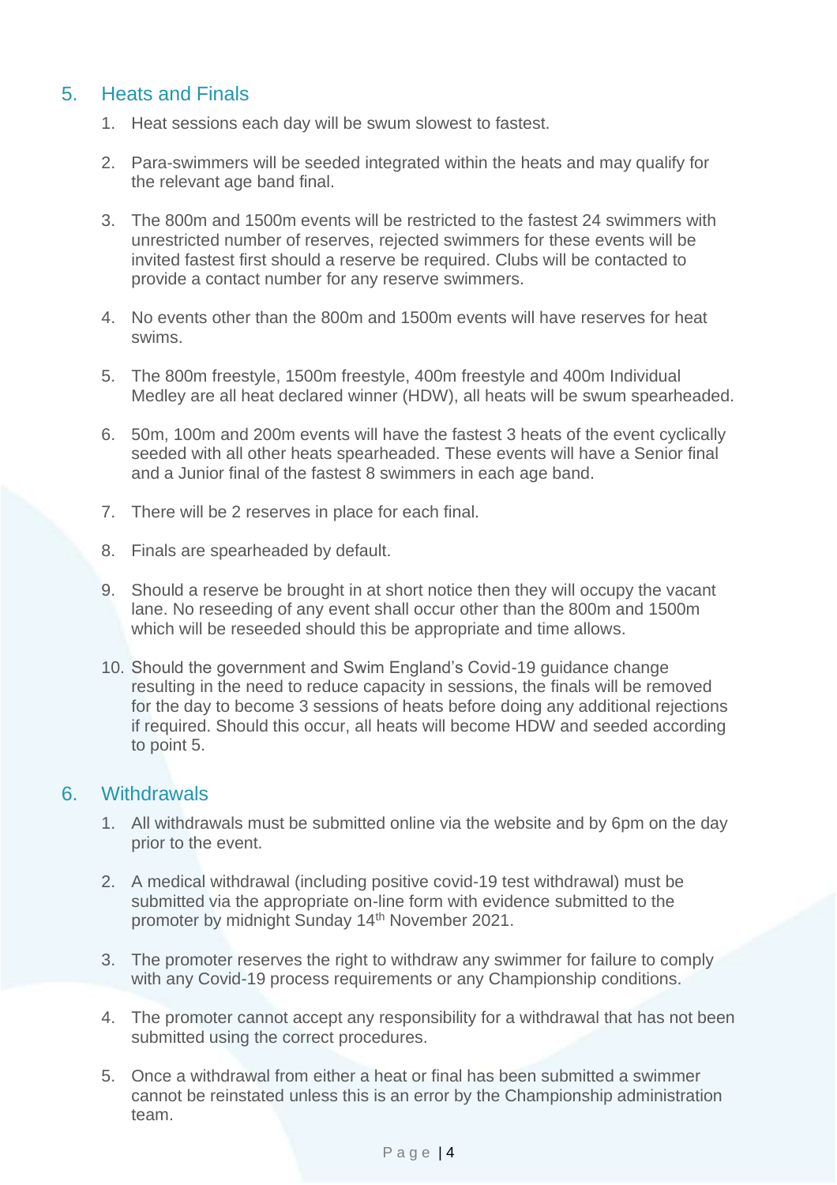## 5. Heats and Finals

1. Heat sessions each day will be swum slowest to fastest.
2. Para-swimmers will be seeded integrated within the heats and may qualify for the relevant age band final.
3. The 800m and 1500m events will be restricted to the fastest 24 swimmers with unrestricted number of reserves, rejected swimmers for these events will be invited fastest first should a reserve be required. Clubs will be contacted to provide a contact number for any reserve swimmers.
4. No events other than the 800m and 1500m events will have reserves for heat swims.
5. The 800m freestyle, 1500m freestyle, 400m freestyle and 400m Individual Medley are all heat declared winner (HDW), all heats will be swum spearheaded.
6. 50m, 100m and 200m events will have the fastest 3 heats of the event cyclically seeded with all other heats spearheaded. These events will have a Senior final and a Junior final of the fastest 8 swimmers in each age band.
7. There will be 2 reserves in place for each final.
8. Finals are spearheaded by default.
9. Should a reserve be brought in at short notice then they will occupy the vacant lane. No reseeding of any event shall occur other than the 800m and 1500m which will be reseeded should this be appropriate and time allows.
10. Should the government and Swim England's Covid-19 guidance change resulting in the need to reduce capacity in sessions, the finals will be removed for the day to become 3 sessions of heats before doing any additional rejections if required. Should this occur, all heats will become HDW and seeded according to point 5.

## 6. Withdrawals

1. All withdrawals must be submitted online via the website and by 6pm on the day prior to the event.
2. A medical withdrawal (including positive covid-19 test withdrawal) must be submitted via the appropriate on-line form with evidence submitted to the promoter by midnight Sunday 14th November 2021.
3. The promoter reserves the right to withdraw any swimmer for failure to comply with any Covid-19 process requirements or any Championship conditions.
4. The promoter cannot accept any responsibility for a withdrawal that has not been submitted using the correct procedures.
5. Once a withdrawal from either a heat or final has been submitted a swimmer cannot be reinstated unless this is an error by the Championship administration team.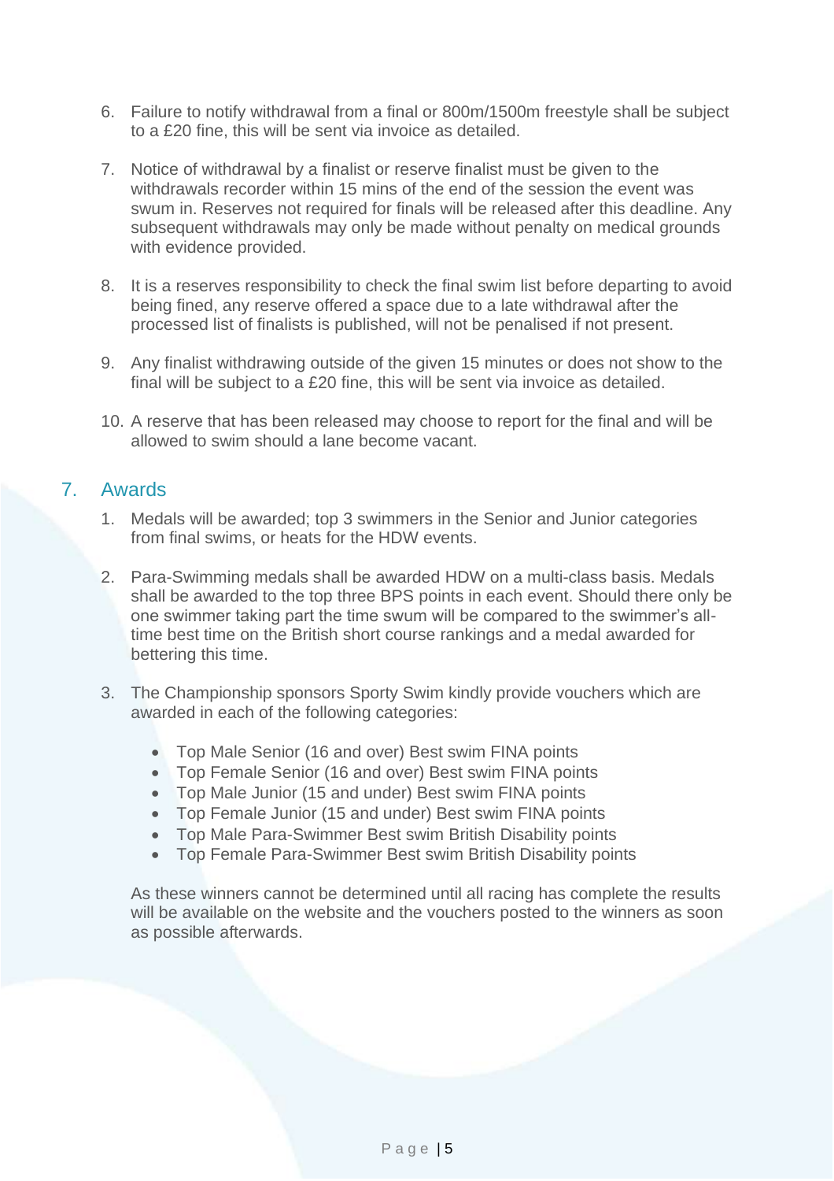6. Failure to notify withdrawal from a final or 800m/1500m freestyle shall be subject to a £20 fine, this will be sent via invoice as detailed.

7. Notice of withdrawal by a finalist or reserve finalist must be given to the withdrawals recorder within 15 mins of the end of the session the event was swum in. Reserves not required for finals will be released after this deadline. Any subsequent withdrawals may only be made without penalty on medical grounds with evidence provided.

8. It is a reserves responsibility to check the final swim list before departing to avoid being fined, any reserve offered a space due to a late withdrawal after the processed list of finalists is published, will not be penalised if not present.

9. Any finalist withdrawing outside of the given 15 minutes or does not show to the final will be subject to a £20 fine, this will be sent via invoice as detailed.

10. A reserve that has been released may choose to report for the final and will be allowed to swim should a lane become vacant.

## 7. Awards

1. Medals will be awarded; top 3 swimmers in the Senior and Junior categories from final swims, or heats for the HDW events.

2. Para-Swimming medals shall be awarded HDW on a multi-class basis. Medals shall be awarded to the top three BPS points in each event. Should there only be one swimmer taking part the time swum will be compared to the swimmer's all-time best time on the British short course rankings and a medal awarded for bettering this time.

3. The Championship sponsors Sporty Swim kindly provide vouchers which are awarded in each of the following categories:

   - Top Male Senior (16 and over) Best swim FINA points
   - Top Female Senior (16 and over) Best swim FINA points
   - Top Male Junior (15 and under) Best swim FINA points
   - Top Female Junior (15 and under) Best swim FINA points
   - Top Male Para-Swimmer Best swim British Disability points
   - Top Female Para-Swimmer Best swim British Disability points

   As these winners cannot be determined until all racing has complete the results will be available on the website and the vouchers posted to the winners as soon as possible afterwards.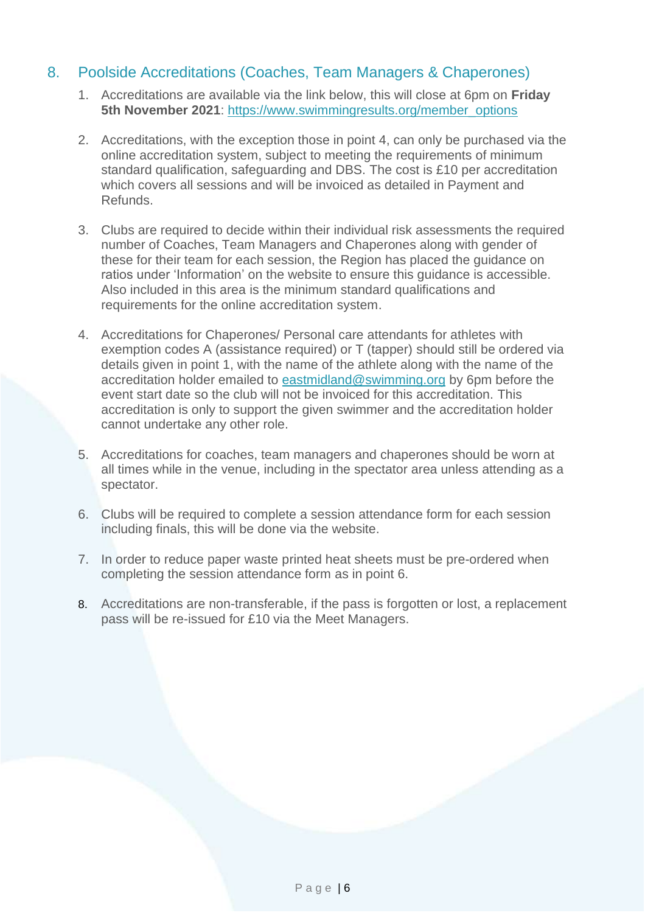## 8. Poolside Accreditations (Coaches, Team Managers & Chaperones)

1. Accreditations are available via the link below, this will close at 6pm on **Friday 5th November 2021**: https://www.swimmingresults.org/member_options

2. Accreditations, with the exception those in point 4, can only be purchased via the online accreditation system, subject to meeting the requirements of minimum standard qualification, safeguarding and DBS. The cost is £10 per accreditation which covers all sessions and will be invoiced as detailed in Payment and Refunds.

3. Clubs are required to decide within their individual risk assessments the required number of Coaches, Team Managers and Chaperones along with gender of these for their team for each session, the Region has placed the guidance on ratios under 'Information' on the website to ensure this guidance is accessible. Also included in this area is the minimum standard qualifications and requirements for the online accreditation system.

4. Accreditations for Chaperones/ Personal care attendants for athletes with exemption codes A (assistance required) or T (tapper) should still be ordered via details given in point 1, with the name of the athlete along with the name of the accreditation holder emailed to eastmidland@swimming.org by 6pm before the event start date so the club will not be invoiced for this accreditation. This accreditation is only to support the given swimmer and the accreditation holder cannot undertake any other role.

5. Accreditations for coaches, team managers and chaperones should be worn at all times while in the venue, including in the spectator area unless attending as a spectator.

6. Clubs will be required to complete a session attendance form for each session including finals, this will be done via the website.

7. In order to reduce paper waste printed heat sheets must be pre-ordered when completing the session attendance form as in point 6.

8. Accreditations are non-transferable, if the pass is forgotten or lost, a replacement pass will be re-issued for £10 via the Meet Managers.